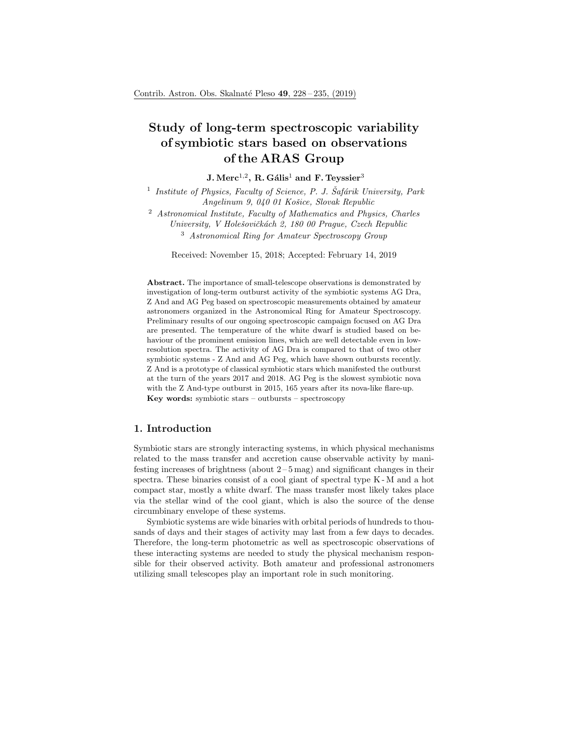# Study of long-term spectroscopic variability of symbiotic stars based on observations of the ARAS Group

**J. Merc[1,2], R. Gális[1] and F. Teyssier[3]**

[1] *Institute of Physics, Faculty of Science, P. J. Šafárik University, Park Angelinum 9, 040 01 Košice, Slovak Republic*

[2] *Astronomical Institute, Faculty of Mathematics and Physics, Charles University, V Holešovičkách 2, 180 00 Prague, Czech Republic*

[3] *Astronomical Ring for Amateur Spectroscopy Group*

Received: November 15, 2018; Accepted: February 14, 2019

**Abstract.** The importance of small-telescope observations is demonstrated by investigation of long-term outburst activity of the symbiotic systems AG Dra, Z And and AG Peg based on spectroscopic measurements obtained by amateur astronomers organized in the Astronomical Ring for Amateur Spectroscopy. Preliminary results of our ongoing spectroscopic campaign focused on AG Dra are presented. The temperature of the white dwarf is studied based on behaviour of the prominent emission lines, which are well detectable even in low-resolution spectra. The activity of AG Dra is compared to that of two other symbiotic systems - Z And and AG Peg, which have shown outbursts recently. Z And is a prototype of classical symbiotic stars which manifested the outburst at the turn of the years 2017 and 2018. AG Peg is the slowest symbiotic nova with the Z And-type outburst in 2015, 165 years after its nova-like flare-up.
**Key words:** symbiotic stars – outbursts – spectroscopy

## 1. Introduction

Symbiotic stars are strongly interacting systems, in which physical mechanisms related to the mass transfer and accretion cause observable activity by manifesting increases of brightness (about 2 – 5 mag) and significant changes in their spectra. These binaries consist of a cool giant of spectral type K - M and a hot compact star, mostly a white dwarf. The mass transfer most likely takes place via the stellar wind of the cool giant, which is also the source of the dense circumbinary envelope of these systems.

Symbiotic systems are wide binaries with orbital periods of hundreds to thousands of days and their stages of activity may last from a few days to decades. Therefore, the long-term photometric as well as spectroscopic observations of these interacting systems are needed to study the physical mechanism responsible for their observed activity. Both amateur and professional astronomers utilizing small telescopes play an important role in such monitoring.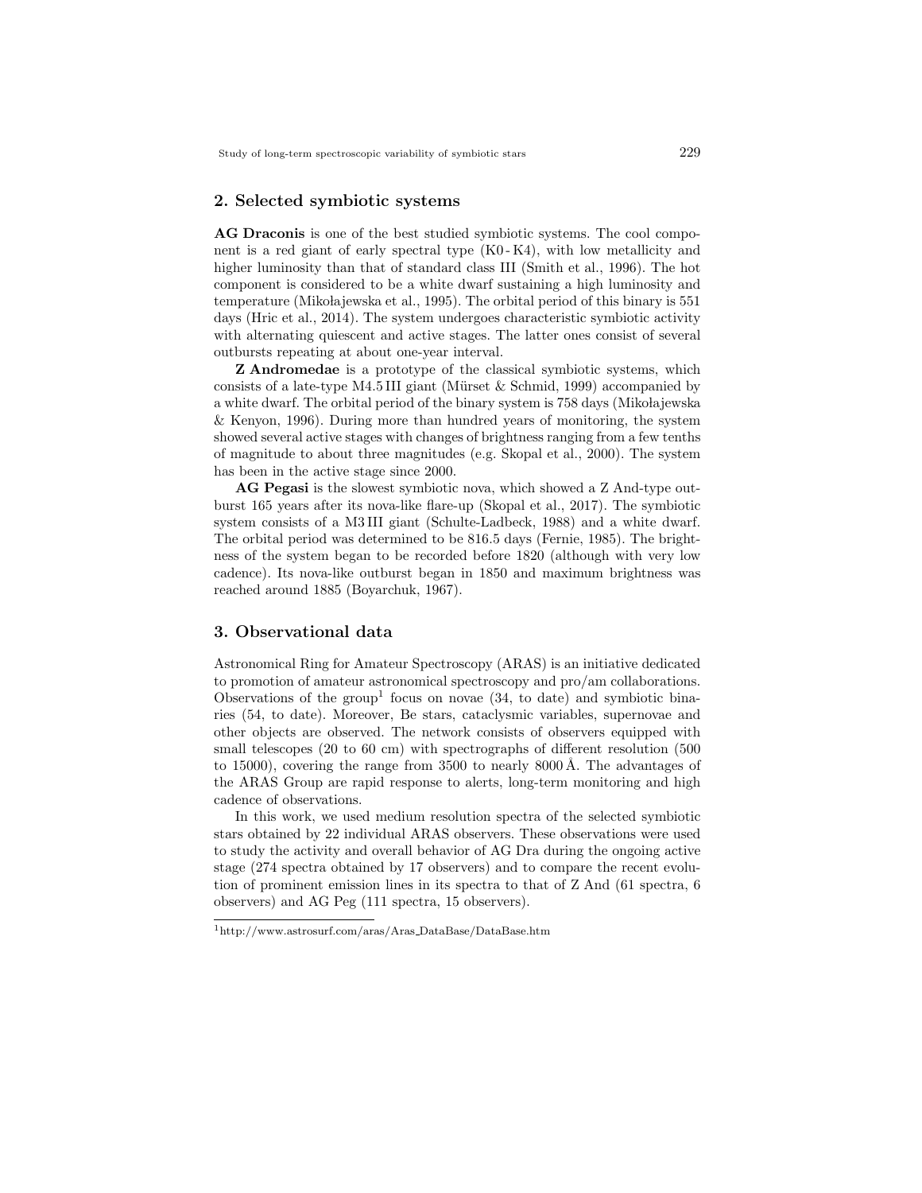## 2. Selected symbiotic systems

**AG Draconis** is one of the best studied symbiotic systems. The cool component is a red giant of early spectral type (K0 - K4), with low metallicity and higher luminosity than that of standard class III (Smith et al., 1996). The hot component is considered to be a white dwarf sustaining a high luminosity and temperature (Mikołajewska et al., 1995). The orbital period of this binary is 551 days (Hric et al., 2014). The system undergoes characteristic symbiotic activity with alternating quiescent and active stages. The latter ones consist of several outbursts repeating at about one-year interval.

**Z Andromedae** is a prototype of the classical symbiotic systems, which consists of a late-type M4.5 III giant (Mürset & Schmid, 1999) accompanied by a white dwarf. The orbital period of the binary system is 758 days (Mikołajewska & Kenyon, 1996). During more than hundred years of monitoring, the system showed several active stages with changes of brightness ranging from a few tenths of magnitude to about three magnitudes (e.g. Skopal et al., 2000). The system has been in the active stage since 2000.

**AG Pegasi** is the slowest symbiotic nova, which showed a Z And-type outburst 165 years after its nova-like flare-up (Skopal et al., 2017). The symbiotic system consists of a M3 III giant (Schulte-Ladbeck, 1988) and a white dwarf. The orbital period was determined to be 816.5 days (Fernie, 1985). The brightness of the system began to be recorded before 1820 (although with very low cadence). Its nova-like outburst began in 1850 and maximum brightness was reached around 1885 (Boyarchuk, 1967).

## 3. Observational data

Astronomical Ring for Amateur Spectroscopy (ARAS) is an initiative dedicated to promotion of amateur astronomical spectroscopy and pro/am collaborations. Observations of the group[1] focus on novae (34, to date) and symbiotic binaries (54, to date). Moreover, Be stars, cataclysmic variables, supernovae and other objects are observed. The network consists of observers equipped with small telescopes (20 to 60 cm) with spectrographs of different resolution (500 to 15000), covering the range from 3500 to nearly 8000 Å. The advantages of the ARAS Group are rapid response to alerts, long-term monitoring and high cadence of observations.

In this work, we used medium resolution spectra of the selected symbiotic stars obtained by 22 individual ARAS observers. These observations were used to study the activity and overall behavior of AG Dra during the ongoing active stage (274 spectra obtained by 17 observers) and to compare the recent evolution of prominent emission lines in its spectra to that of Z And (61 spectra, 6 observers) and AG Peg (111 spectra, 15 observers).

[1] http://www.astrosurf.com/aras/Aras_DataBase/DataBase.htm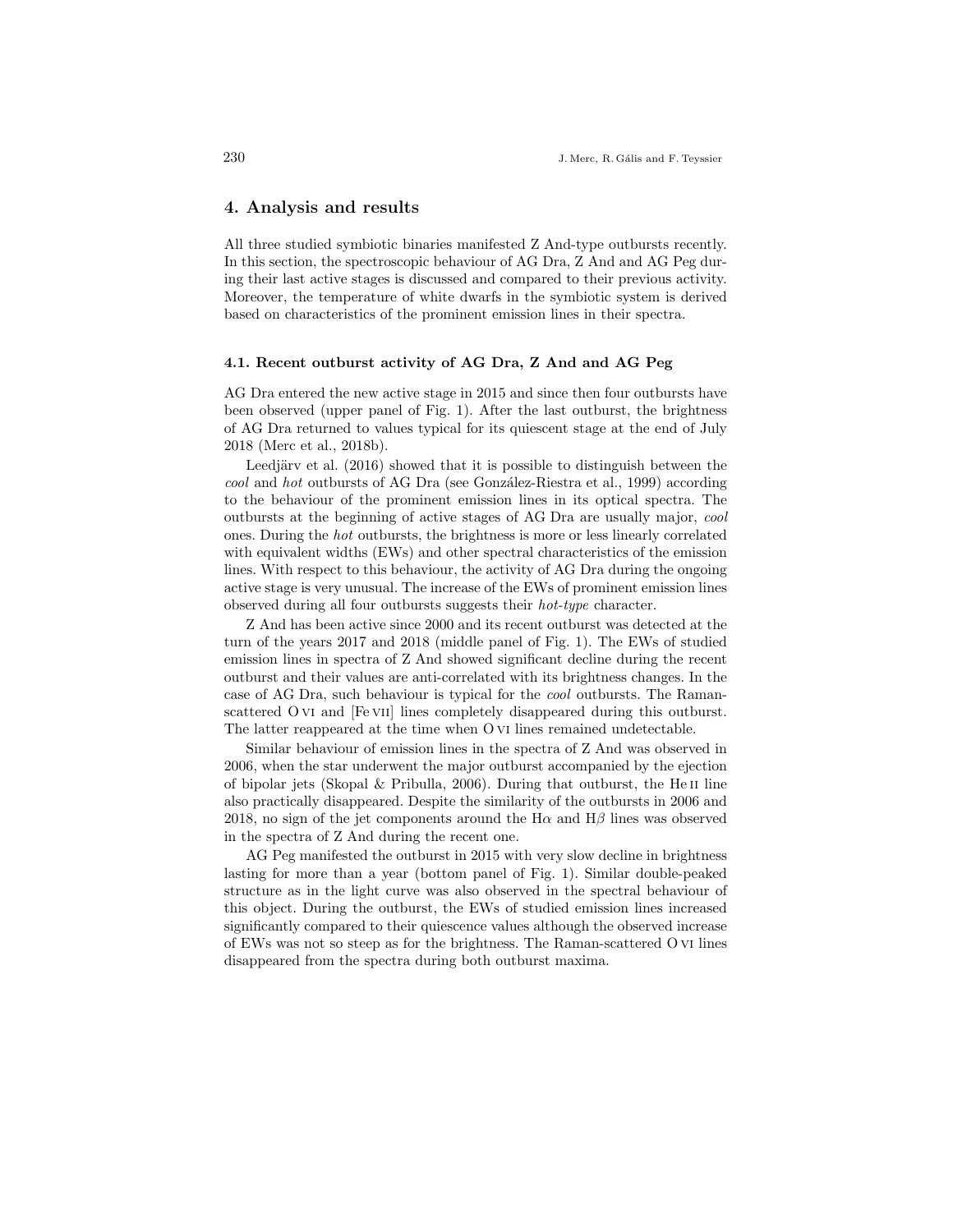## 4. Analysis and results

All three studied symbiotic binaries manifested Z And-type outbursts recently. In this section, the spectroscopic behaviour of AG Dra, Z And and AG Peg during their last active stages is discussed and compared to their previous activity. Moreover, the temperature of white dwarfs in the symbiotic system is derived based on characteristics of the prominent emission lines in their spectra.

### 4.1. Recent outburst activity of AG Dra, Z And and AG Peg

AG Dra entered the new active stage in 2015 and since then four outbursts have been observed (upper panel of Fig. 1). After the last outburst, the brightness of AG Dra returned to values typical for its quiescent stage at the end of July 2018 (Merc et al., 2018b).

Leedjärv et al. (2016) showed that it is possible to distinguish between the *cool* and *hot* outbursts of AG Dra (see González-Riestra et al., 1999) according to the behaviour of the prominent emission lines in its optical spectra. The outbursts at the beginning of active stages of AG Dra are usually major, *cool* ones. During the *hot* outbursts, the brightness is more or less linearly correlated with equivalent widths (EWs) and other spectral characteristics of the emission lines. With respect to this behaviour, the activity of AG Dra during the ongoing active stage is very unusual. The increase of the EWs of prominent emission lines observed during all four outbursts suggests their *hot-type* character.

Z And has been active since 2000 and its recent outburst was detected at the turn of the years 2017 and 2018 (middle panel of Fig. 1). The EWs of studied emission lines in spectra of Z And showed significant decline during the recent outburst and their values are anti-correlated with its brightness changes. In the case of AG Dra, such behaviour is typical for the *cool* outbursts. The Raman-scattered O VI and [Fe VII] lines completely disappeared during this outburst. The latter reappeared at the time when O VI lines remained undetectable.

Similar behaviour of emission lines in the spectra of Z And was observed in 2006, when the star underwent the major outburst accompanied by the ejection of bipolar jets (Skopal & Pribulla, 2006). During that outburst, the He II line also practically disappeared. Despite the similarity of the outbursts in 2006 and 2018, no sign of the jet components around the H$\alpha$ and H$\beta$ lines was observed in the spectra of Z And during the recent one.

AG Peg manifested the outburst in 2015 with very slow decline in brightness lasting for more than a year (bottom panel of Fig. 1). Similar double-peaked structure as in the light curve was also observed in the spectral behaviour of this object. During the outburst, the EWs of studied emission lines increased significantly compared to their quiescence values although the observed increase of EWs was not so steep as for the brightness. The Raman-scattered O VI lines disappeared from the spectra during both outburst maxima.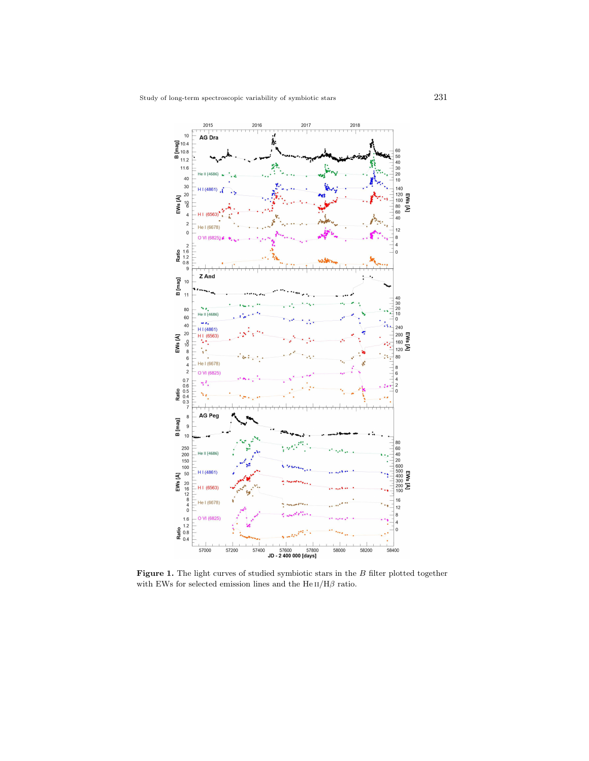**Figure 1.** The light curves of studied symbiotic stars in the $B$ filter plotted together with EWs for selected emission lines and the He II/H$\beta$ ratio.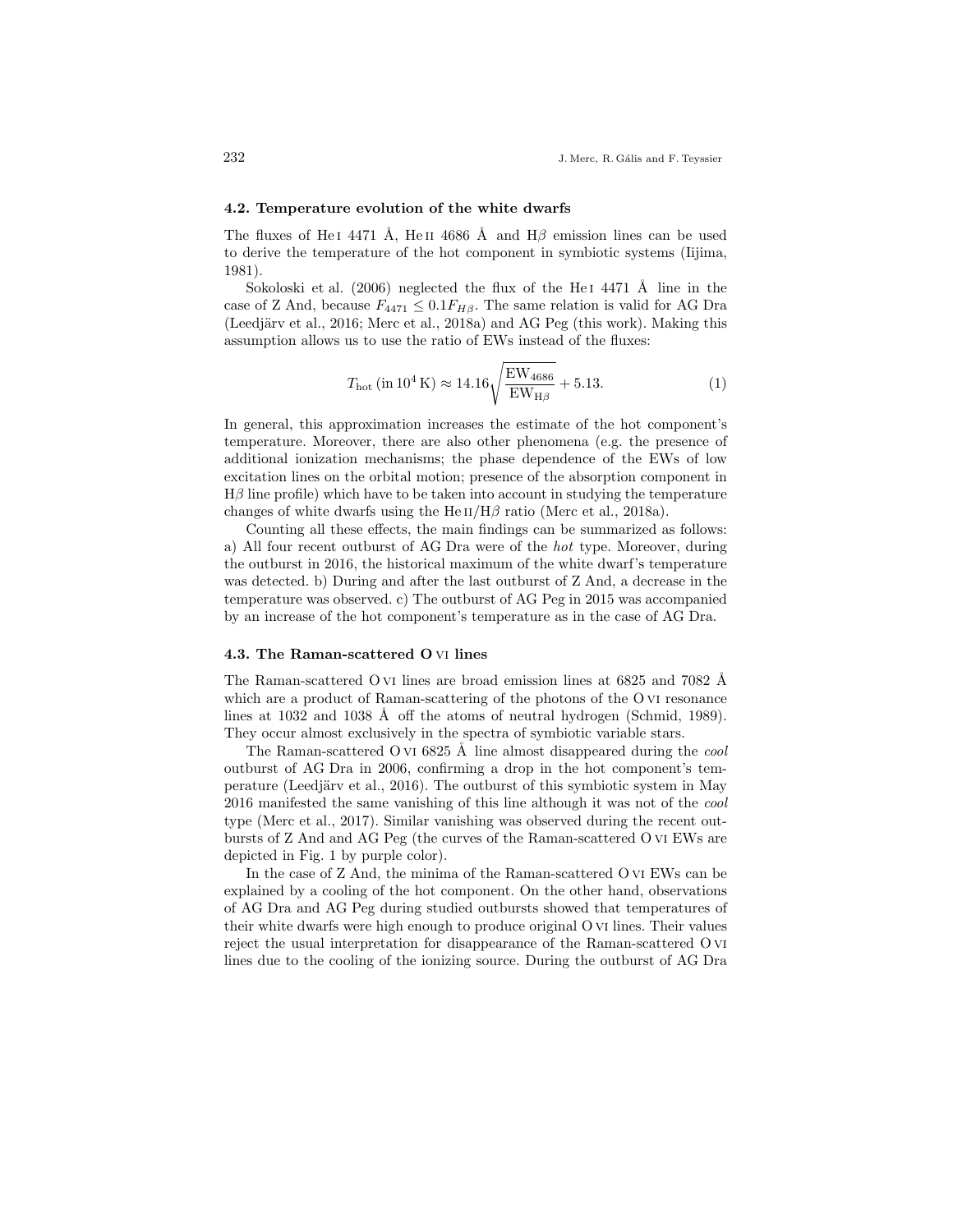### 4.2. Temperature evolution of the white dwarfs

The fluxes of He I 4471 Å, He II 4686 Å and H$\beta$ emission lines can be used to derive the temperature of the hot component in symbiotic systems (Iijima, 1981).

Sokoloski et al. (2006) neglected the flux of the He I 4471 Å line in the case of Z And, because $F_{4471} \leq 0.1 F_{H\beta}$. The same relation is valid for AG Dra (Leedjärv et al., 2016; Merc et al., 2018a) and AG Peg (this work). Making this assumption allows us to use the ratio of EWs instead of the fluxes:

$$T_{\mathrm{hot}}\,(\mathrm{in}\,10^4\,\mathrm{K}) \approx 14.16\sqrt{\frac{\mathrm{EW}_{4686}}{\mathrm{EW}_{\mathrm{H}\beta}}} + 5.13. \tag{1}$$

In general, this approximation increases the estimate of the hot component's temperature. Moreover, there are also other phenomena (e.g. the presence of additional ionization mechanisms; the phase dependence of the EWs of low excitation lines on the orbital motion; presence of the absorption component in H$\beta$ line profile) which have to be taken into account in studying the temperature changes of white dwarfs using the He II/H$\beta$ ratio (Merc et al., 2018a).

Counting all these effects, the main findings can be summarized as follows: a) All four recent outburst of AG Dra were of the *hot* type. Moreover, during the outburst in 2016, the historical maximum of the white dwarf's temperature was detected. b) During and after the last outburst of Z And, a decrease in the temperature was observed. c) The outburst of AG Peg in 2015 was accompanied by an increase of the hot component's temperature as in the case of AG Dra.

### 4.3. The Raman-scattered O VI lines

The Raman-scattered O VI lines are broad emission lines at 6825 and 7082 Å which are a product of Raman-scattering of the photons of the O VI resonance lines at 1032 and 1038 Å off the atoms of neutral hydrogen (Schmid, 1989). They occur almost exclusively in the spectra of symbiotic variable stars.

The Raman-scattered O VI 6825 Å line almost disappeared during the *cool* outburst of AG Dra in 2006, confirming a drop in the hot component's temperature (Leedjärv et al., 2016). The outburst of this symbiotic system in May 2016 manifested the same vanishing of this line although it was not of the *cool* type (Merc et al., 2017). Similar vanishing was observed during the recent outbursts of Z And and AG Peg (the curves of the Raman-scattered O VI EWs are depicted in Fig. 1 by purple color).

In the case of Z And, the minima of the Raman-scattered O VI EWs can be explained by a cooling of the hot component. On the other hand, observations of AG Dra and AG Peg during studied outbursts showed that temperatures of their white dwarfs were high enough to produce original O VI lines. Their values reject the usual interpretation for disappearance of the Raman-scattered O VI lines due to the cooling of the ionizing source. During the outburst of AG Dra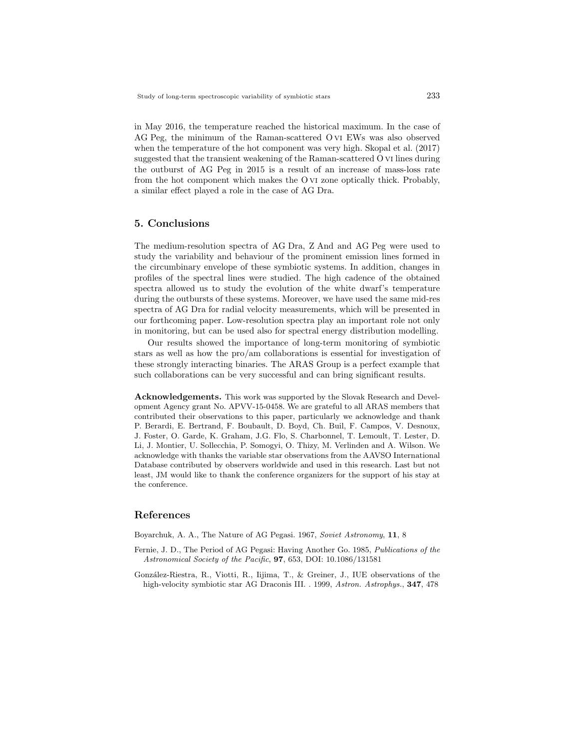in May 2016, the temperature reached the historical maximum. In the case of AG Peg, the minimum of the Raman-scattered O VI EWs was also observed when the temperature of the hot component was very high. Skopal et al. (2017) suggested that the transient weakening of the Raman-scattered O VI lines during the outburst of AG Peg in 2015 is a result of an increase of mass-loss rate from the hot component which makes the O VI zone optically thick. Probably, a similar effect played a role in the case of AG Dra.

## 5. Conclusions

The medium-resolution spectra of AG Dra, Z And and AG Peg were used to study the variability and behaviour of the prominent emission lines formed in the circumbinary envelope of these symbiotic systems. In addition, changes in profiles of the spectral lines were studied. The high cadence of the obtained spectra allowed us to study the evolution of the white dwarf's temperature during the outbursts of these systems. Moreover, we have used the same mid-res spectra of AG Dra for radial velocity measurements, which will be presented in our forthcoming paper. Low-resolution spectra play an important role not only in monitoring, but can be used also for spectral energy distribution modelling.

Our results showed the importance of long-term monitoring of symbiotic stars as well as how the pro/am collaborations is essential for investigation of these strongly interacting binaries. The ARAS Group is a perfect example that such collaborations can be very successful and can bring significant results.

**Acknowledgements.** This work was supported by the Slovak Research and Development Agency grant No. APVV-15-0458. We are grateful to all ARAS members that contributed their observations to this paper, particularly we acknowledge and thank P. Berardi, E. Bertrand, F. Boubault, D. Boyd, Ch. Buil, F. Campos, V. Desnoux, J. Foster, O. Garde, K. Graham, J.G. Flo, S. Charbonnel, T. Lemoult, T. Lester, D. Li, J. Montier, U. Sollecchia, P. Somogyi, O. Thizy, M. Verlinden and A. Wilson. We acknowledge with thanks the variable star observations from the AAVSO International Database contributed by observers worldwide and used in this research. Last but not least, JM would like to thank the conference organizers for the support of his stay at the conference.

## References

Boyarchuk, A. A., The Nature of AG Pegasi. 1967, *Soviet Astronomy*, **11**, 8

Fernie, J. D., The Period of AG Pegasi: Having Another Go. 1985, *Publications of the Astronomical Society of the Pacific*, **97**, 653, DOI: 10.1086/131581

González-Riestra, R., Viotti, R., Iijima, T., & Greiner, J., IUE observations of the high-velocity symbiotic star AG Draconis III. . 1999, *Astron. Astrophys.*, **347**, 478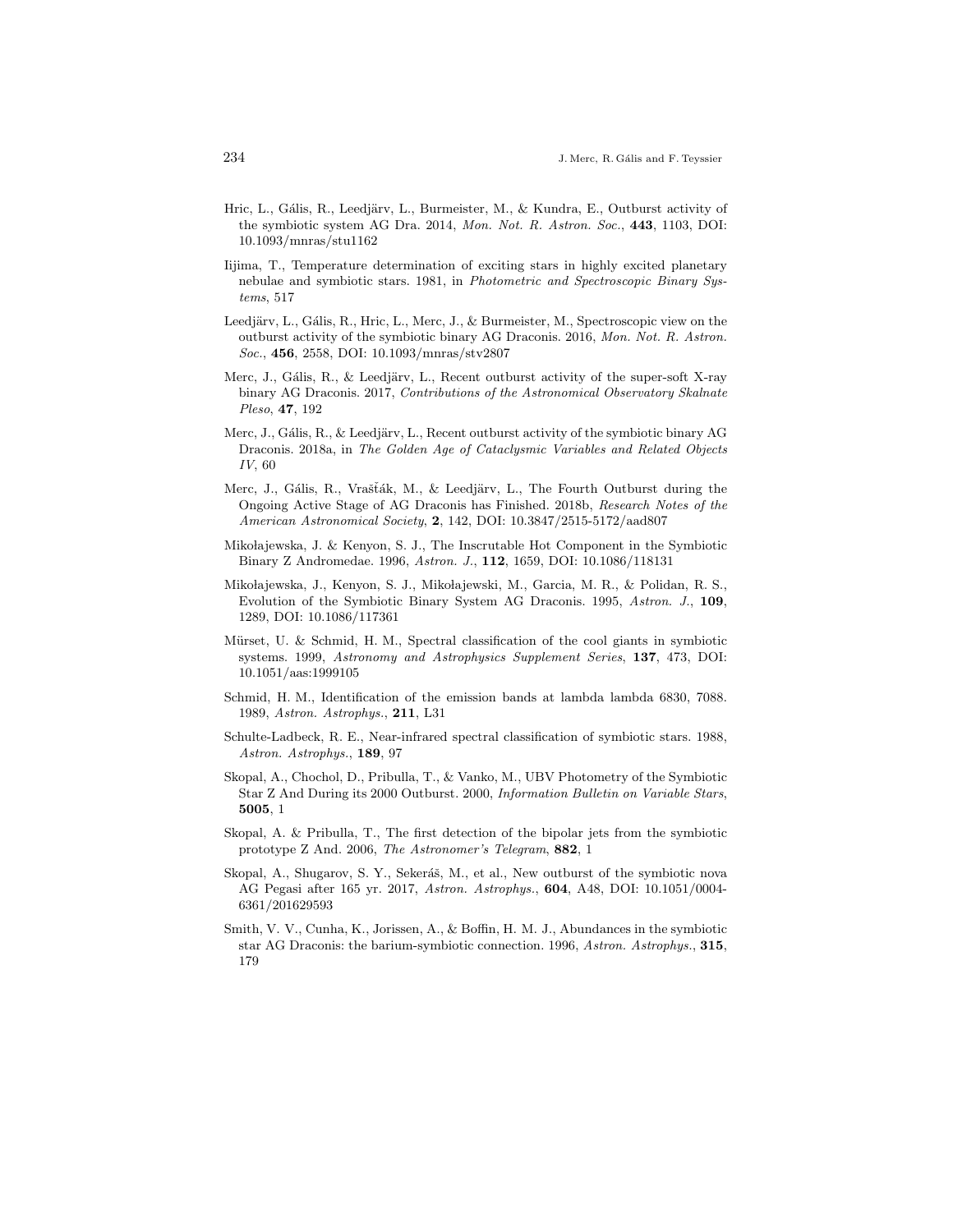Hric, L., Gális, R., Leedjärv, L., Burmeister, M., & Kundra, E., Outburst activity of the symbiotic system AG Dra. 2014, *Mon. Not. R. Astron. Soc.*, **443**, 1103, DOI: 10.1093/mnras/stu1162

Iijima, T., Temperature determination of exciting stars in highly excited planetary nebulae and symbiotic stars. 1981, in *Photometric and Spectroscopic Binary Systems*, 517

Leedjärv, L., Gális, R., Hric, L., Merc, J., & Burmeister, M., Spectroscopic view on the outburst activity of the symbiotic binary AG Draconis. 2016, *Mon. Not. R. Astron. Soc.*, **456**, 2558, DOI: 10.1093/mnras/stv2807

Merc, J., Gális, R., & Leedjärv, L., Recent outburst activity of the super-soft X-ray binary AG Draconis. 2017, *Contributions of the Astronomical Observatory Skalnate Pleso*, **47**, 192

Merc, J., Gális, R., & Leedjärv, L., Recent outburst activity of the symbiotic binary AG Draconis. 2018a, in *The Golden Age of Cataclysmic Variables and Related Objects IV*, 60

Merc, J., Gális, R., Vrašťák, M., & Leedjärv, L., The Fourth Outburst during the Ongoing Active Stage of AG Draconis has Finished. 2018b, *Research Notes of the American Astronomical Society*, **2**, 142, DOI: 10.3847/2515-5172/aad807

Mikołajewska, J. & Kenyon, S. J., The Inscrutable Hot Component in the Symbiotic Binary Z Andromedae. 1996, *Astron. J.*, **112**, 1659, DOI: 10.1086/118131

Mikołajewska, J., Kenyon, S. J., Mikołajewski, M., Garcia, M. R., & Polidan, R. S., Evolution of the Symbiotic Binary System AG Draconis. 1995, *Astron. J.*, **109**, 1289, DOI: 10.1086/117361

Mürset, U. & Schmid, H. M., Spectral classification of the cool giants in symbiotic systems. 1999, *Astronomy and Astrophysics Supplement Series*, **137**, 473, DOI: 10.1051/aas:1999105

Schmid, H. M., Identification of the emission bands at lambda lambda 6830, 7088. 1989, *Astron. Astrophys.*, **211**, L31

Schulte-Ladbeck, R. E., Near-infrared spectral classification of symbiotic stars. 1988, *Astron. Astrophys.*, **189**, 97

Skopal, A., Chochol, D., Pribulla, T., & Vanko, M., UBV Photometry of the Symbiotic Star Z And During its 2000 Outburst. 2000, *Information Bulletin on Variable Stars*, **5005**, 1

Skopal, A. & Pribulla, T., The first detection of the bipolar jets from the symbiotic prototype Z And. 2006, *The Astronomer's Telegram*, **882**, 1

Skopal, A., Shugarov, S. Y., Sekeráš, M., et al., New outburst of the symbiotic nova AG Pegasi after 165 yr. 2017, *Astron. Astrophys.*, **604**, A48, DOI: 10.1051/0004-6361/201629593

Smith, V. V., Cunha, K., Jorissen, A., & Boffin, H. M. J., Abundances in the symbiotic star AG Draconis: the barium-symbiotic connection. 1996, *Astron. Astrophys.*, **315**, 179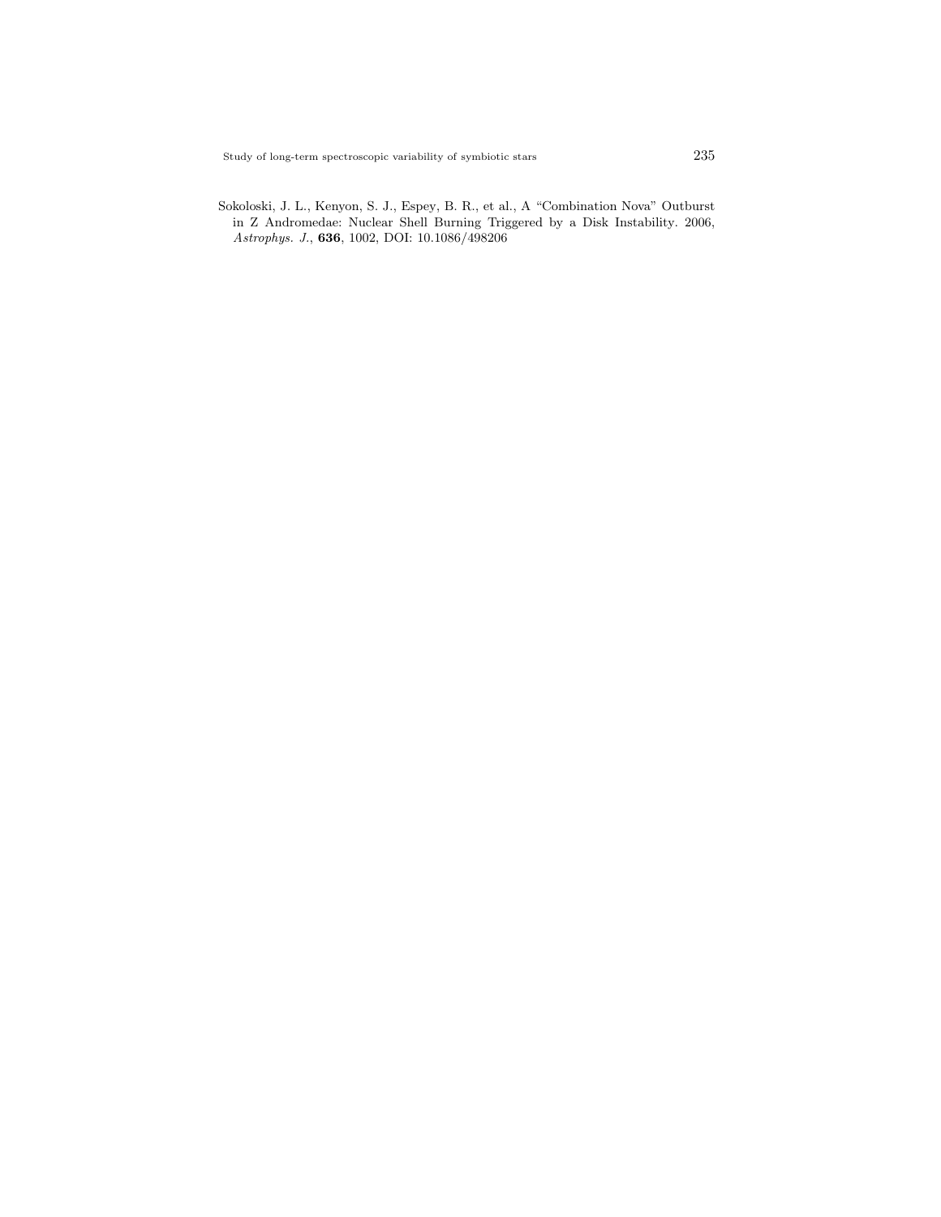Sokoloski, J. L., Kenyon, S. J., Espey, B. R., et al., A "Combination Nova" Outburst in Z Andromedae: Nuclear Shell Burning Triggered by a Disk Instability. 2006, *Astrophys. J.*, **636**, 1002, DOI: 10.1086/498206